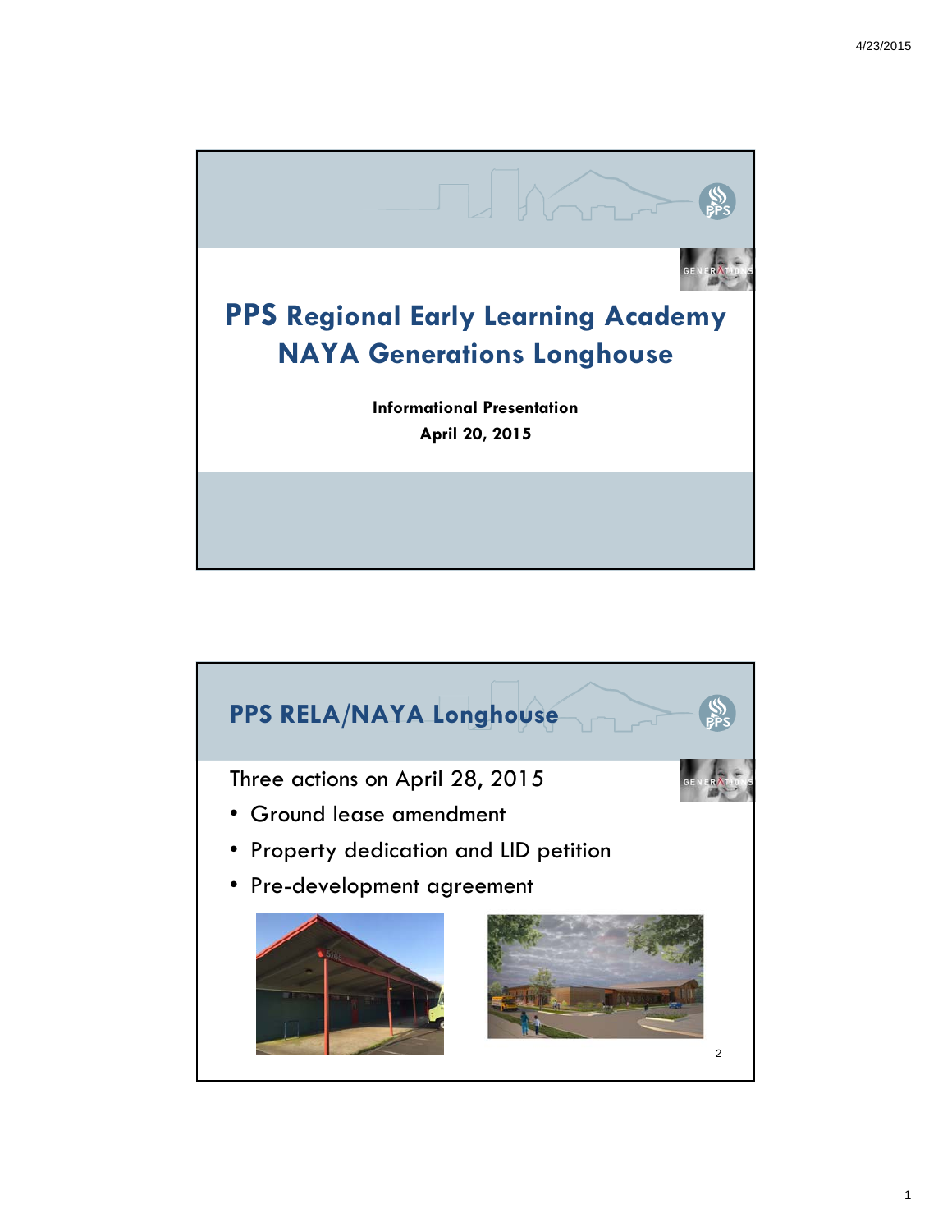# PPS Regional Early Learning Academy NAYA Generations Longhouse

**Informational Presentation**
**April 20, 2015**

## PPS RELA/NAYA Longhouse

Three actions on April 28, 2015

- Ground lease amendment
- Property dedication and LID petition
- Pre-development agreement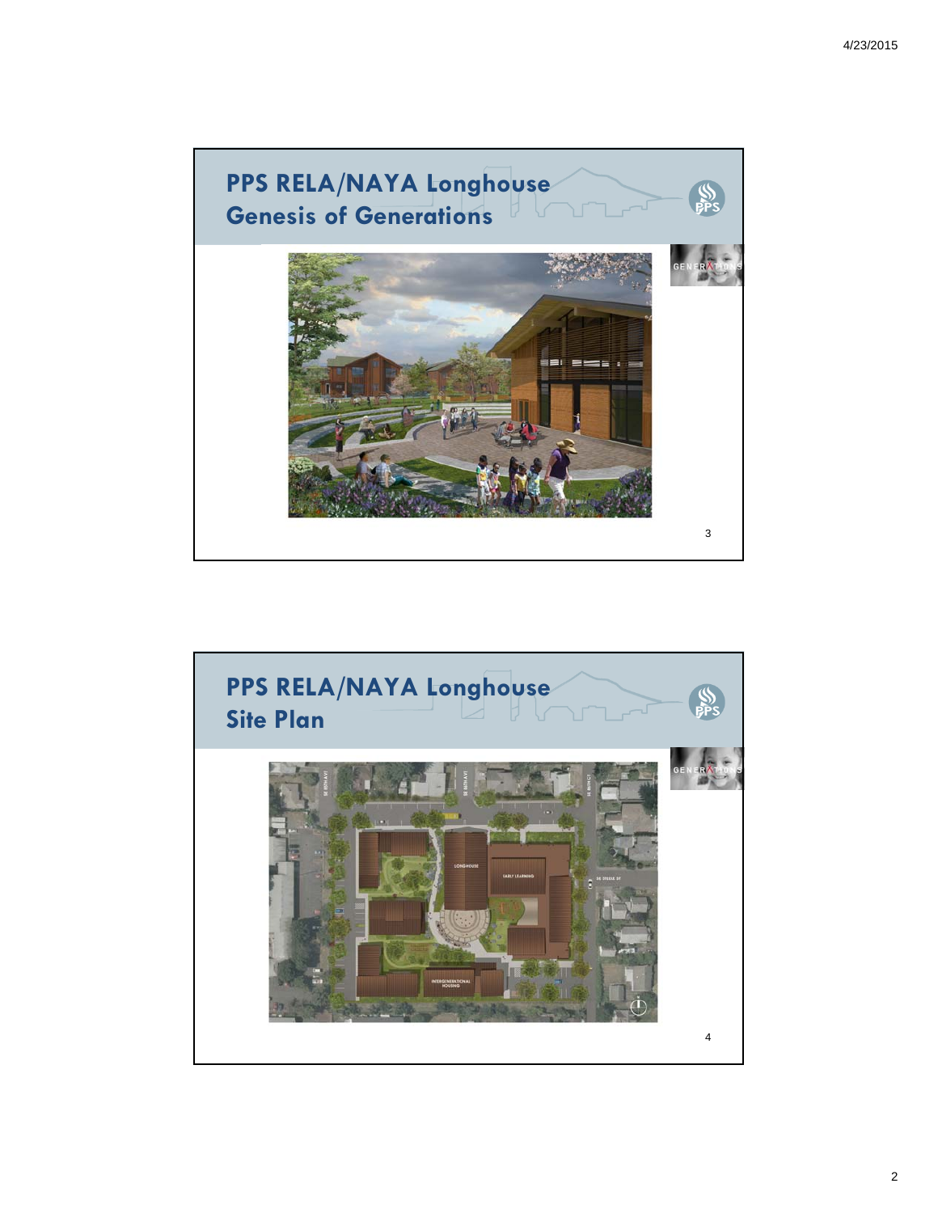## PPS RELA/NAYA Longhouse
## Genesis of Generations

## PPS RELA/NAYA Longhouse
## Site Plan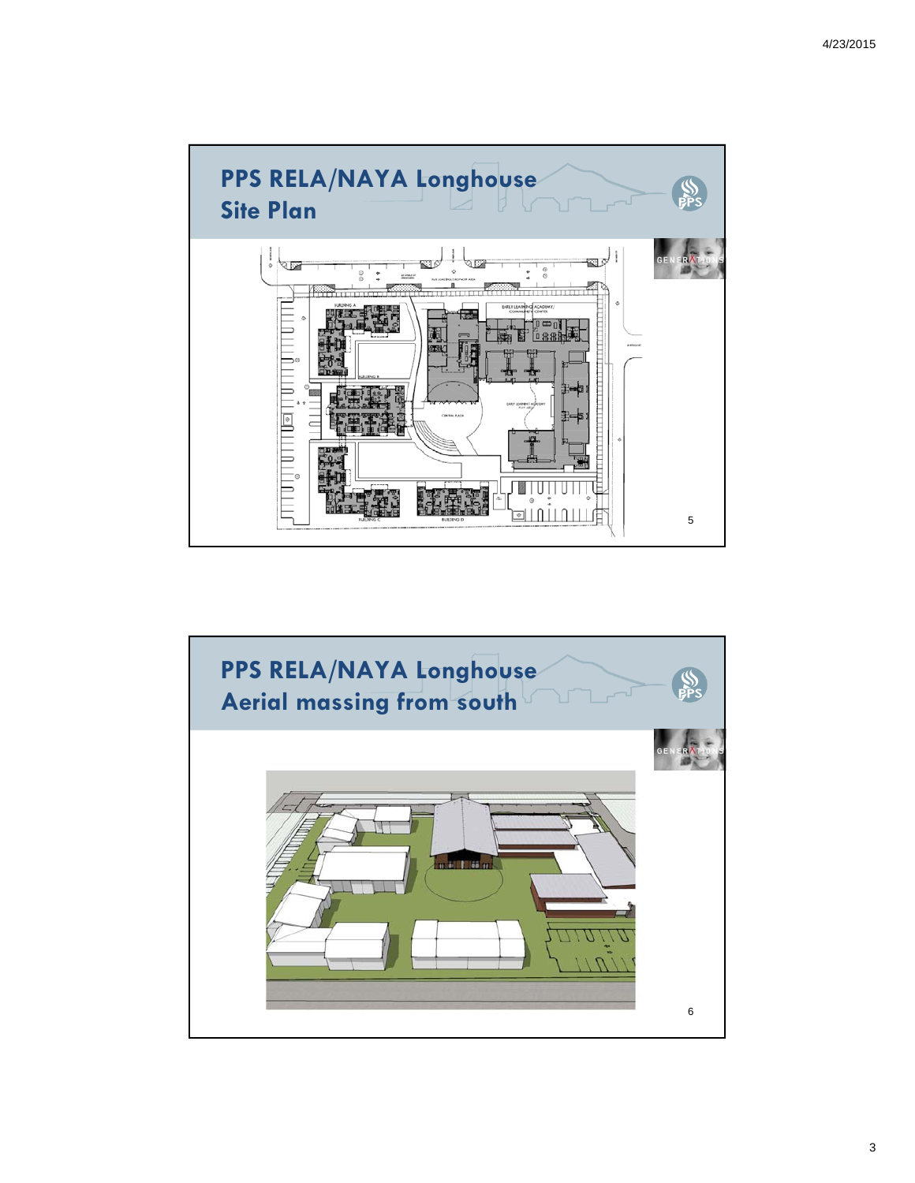## PPS RELA/NAYA Longhouse Site Plan

## PPS RELA/NAYA Longhouse Aerial massing from south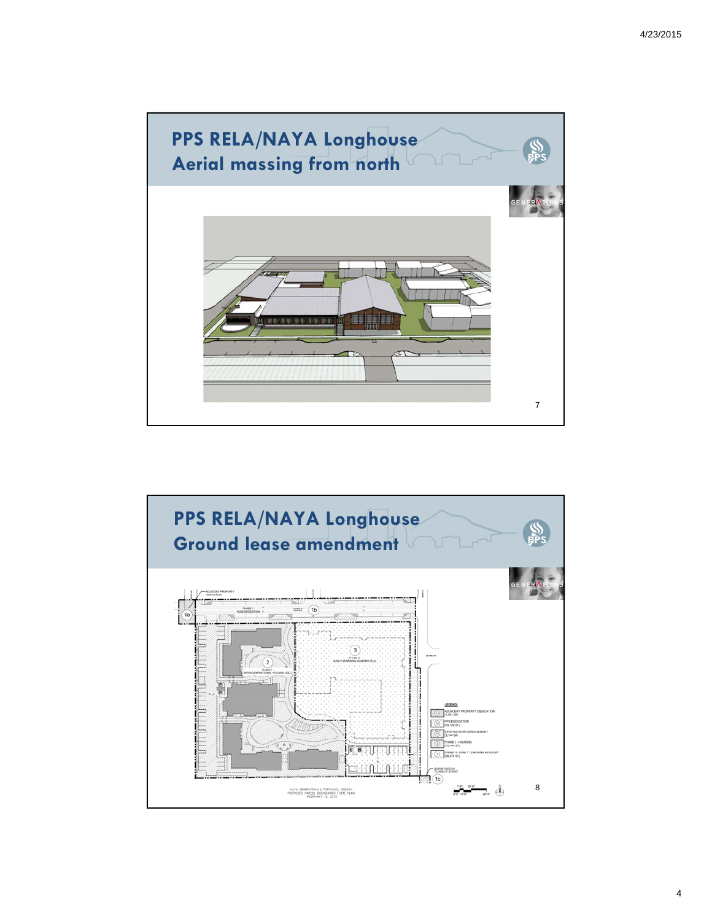## PPS RELA/NAYA Longhouse
## Aerial massing from north

## PPS RELA/NAYA Longhouse
## Ground lease amendment

LEGEND:

- 1a ADJACENT PROPERTY DEDICATION (1,001 SF)
- 1b PPS DEDICATION (25,729 SF)
- 1c EXISTING ROW IMPROVEMENT (3,144 SF)
- 2 PHASE I - HOUSING (70,144 SF)
- 3 PHASE 2 - EARLY LEARNING ACADEMY (58,674 SF)

NAYA GENERATIONS | PORTLAND, OREGON
PROPOSED PARCEL BOUNDARIES | SITE PLAN
FEBRUARY 13, 2015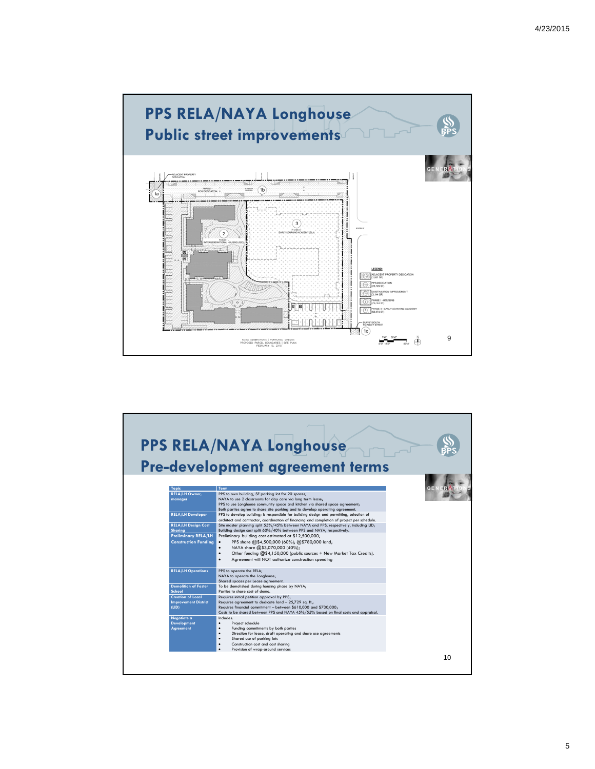# PPS RELA/NAYA Longhouse
## Public street improvements

ADJACENT PROPERTY DEDICATION

PHASE I - ROW DEDICATION

1a

1b

2

PHASE I - INTERGENERATIONAL HOUSING (IGC)

3

PHASE II - EARLY LEARNING ACADEMY (ELA)

LEGEND:

| | |
|---|---|
| 1a | ADJACENT PROPERTY DEDICATION (1,561 SF) |
| 1b | PPS DEDICATION (25,729 SF) |
| 1c | EXISTING ROW IMPROVEMENT (3,144 SF) |
| 2 | PHASE I - HOUSING (70,144 SF) |
| 3 | PHASE II - EARLY LEARNING ACADEMY (56,674 SF) |

SURVEY SOUTH TO INSLEY STREET

1c

NAYA GENERATIONS | PORTLAND, OREGON
PROPOSED PARCEL BOUNDARIES | SITE PLAN
FEBRUARY 13, 2015

# PPS RELA/NAYA Longhouse
## Pre-development agreement terms

| Topic | Term |
|---|---|
| RELA/LH Owner, manager | PPS to own building, SE parking lot for 20 spaces; NAYA to use 2 classrooms for day care via long term lease; PPS to use Longhouse community space and kitchen via shared space agreement; Both parties agree to share site parking and to develop operating agreement. |
| RELA/LH Developer | PPS to develop building; is responsible for building design and permitting, selection of architect and contractor, coordination of financing and completion of project per schedule. |
| RELA/LH Design Cost Sharing | Site master planning split 55%/45% between NAYA and PPS, respectively, including LID; Building design cost split 60%/40% between PPS and NAYA, respectively. |
| Preliminary RELA/LH Construction Funding | Preliminary building cost estimated at $12,500,000;<br>• PPS share @$4,500,000 (60%); @$780,000 land;<br>• NAYA share @$3,070,000 (40%);<br>• Other funding @$4,150,000 (public sources + New Market Tax Credits).<br>• Agreement will NOT authorize construction spending |
| RELA/LH Operations | PPS to operate the RELA; NAYA to operate the Longhouse; Shared spaces per Lease agreement. |
| Demolition of Foster School | To be demolished during housing phase by NAYA; Parties to share cost of demo. |
| Creation of Local Improvement District (LID) | Requires initial petition approval by PPS; Requires agreement to dedicate land – 25,729 sq. ft.; Requires financial commitment – between $610,000 and $730,000; Costs to be shared between PPS and NAYA 45%/55% based on final costs and appraisal. |
| Negotiate a Development Agreement | Includes:<br>• Project schedule<br>• Funding commitments by both parties<br>• Direction for lease, draft operating and share use agreements<br>• Shared use of parking lots<br>• Construction cost and cost sharing<br>• Provision of wrap-around services |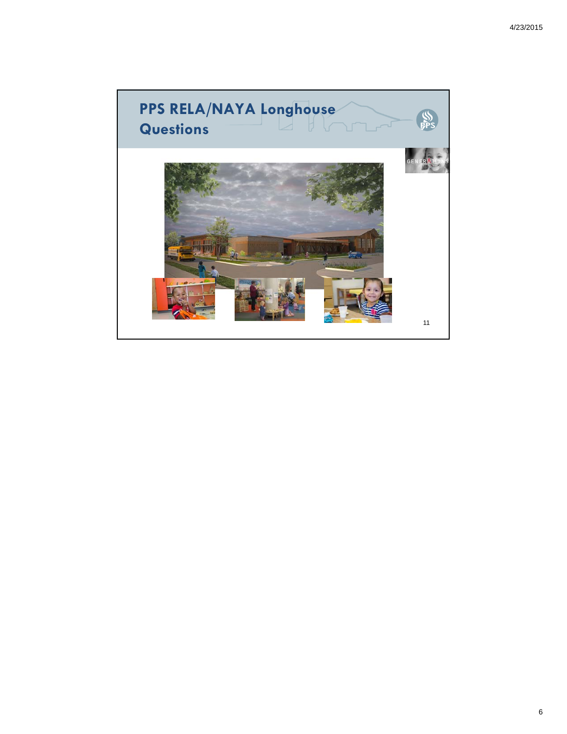# PPS RELA/NAYA Longhouse Questions